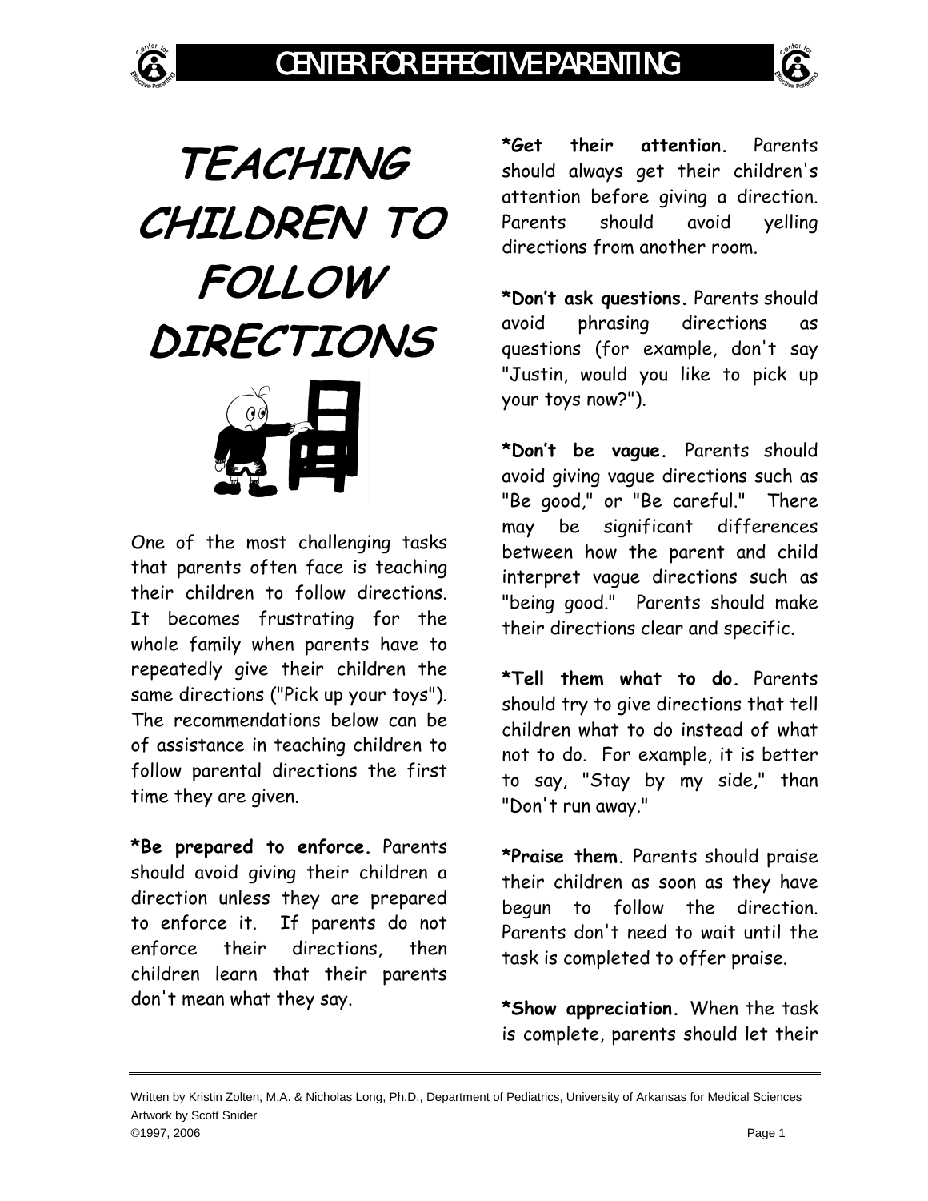# TEACHING CHILDREN TO FOLLOW DIRECTIONS

One of the most challenging tasks that parents often face is teaching their children to follow directions. It becomes frustrating for the whole family when parents have to repeatedly give their children the same directions ("Pick up your toys"). The recommendations below can be of assistance in teaching children to follow parental directions the first time they are given.

***Be prepared to enforce.** Parents should avoid giving their children a direction unless they are prepared to enforce it. If parents do not enforce their directions, then children learn that their parents don't mean what they say.

***Get their attention.** Parents should always get their children's attention before giving a direction. Parents should avoid yelling directions from another room.

***Don't ask questions.** Parents should avoid phrasing directions as questions (for example, don't say "Justin, would you like to pick up your toys now?").

***Don't be vague.** Parents should avoid giving vague directions such as "Be good," or "Be careful." There may be significant differences between how the parent and child interpret vague directions such as "being good." Parents should make their directions clear and specific.

***Tell them what to do.** Parents should try to give directions that tell children what to do instead of what not to do. For example, it is better to say, "Stay by my side," than "Don't run away."

***Praise them.** Parents should praise their children as soon as they have begun to follow the direction. Parents don't need to wait until the task is completed to offer praise.

***Show appreciation.** When the task is complete, parents should let their

Written by Kristin Zolten, M.A. & Nicholas Long, Ph.D., Department of Pediatrics, University of Arkansas for Medical Sciences
Artwork by Scott Snider
©1997, 2006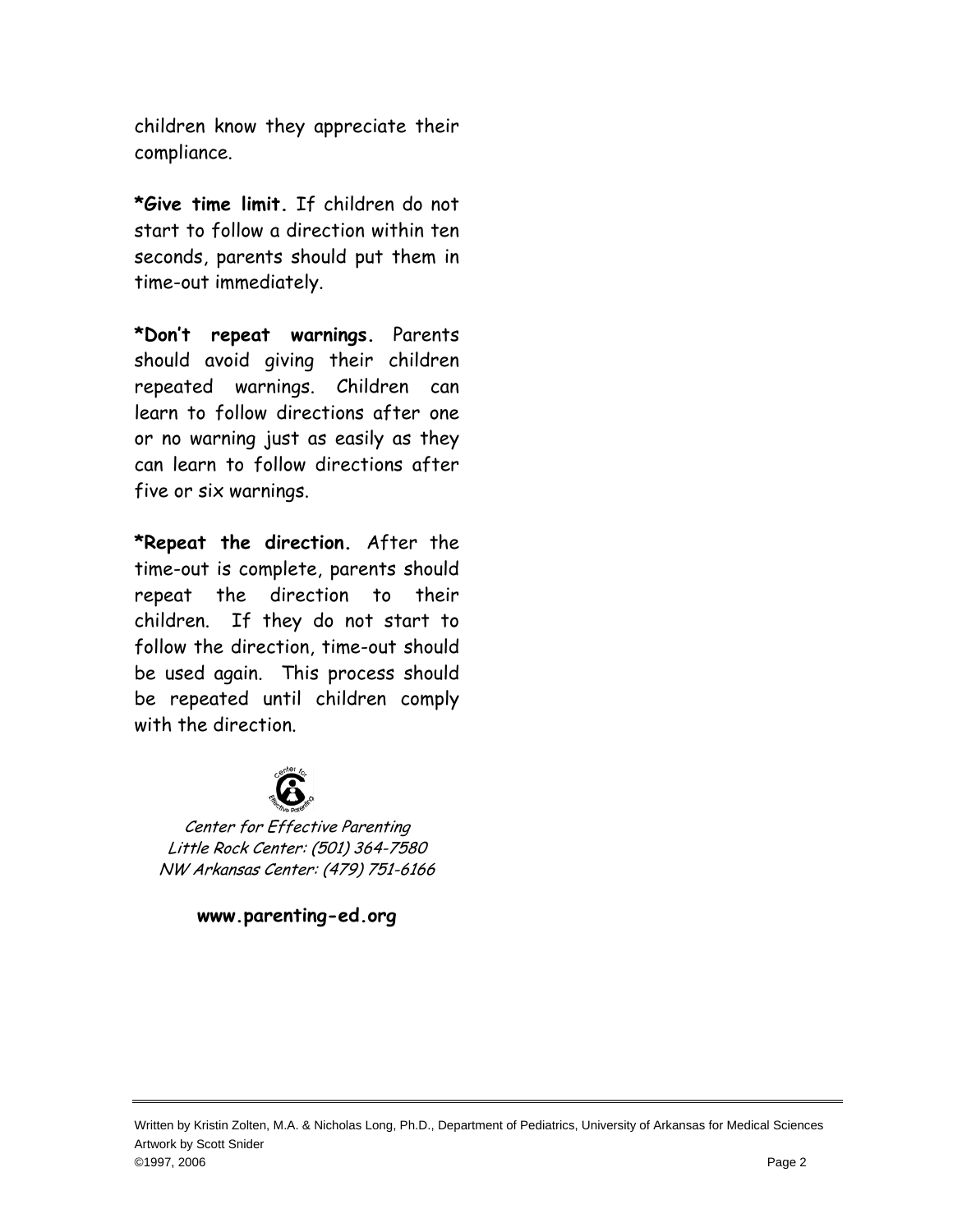children know they appreciate their compliance.

***Give time limit.** If children do not start to follow a direction within ten seconds, parents should put them in time-out immediately.

***Don't repeat warnings.** Parents should avoid giving their children repeated warnings. Children can learn to follow directions after one or no warning just as easily as they can learn to follow directions after five or six warnings.

***Repeat the direction.** After the time-out is complete, parents should repeat the direction to their children. If they do not start to follow the direction, time-out should be used again. This process should be repeated until children comply with the direction.

*Center for Effective Parenting*
*Little Rock Center: (501) 364-7580*
*NW Arkansas Center: (479) 751-6166*

**www.parenting-ed.org**

Written by Kristin Zolten, M.A. & Nicholas Long, Ph.D., Department of Pediatrics, University of Arkansas for Medical Sciences
Artwork by Scott Snider
©1997, 2006